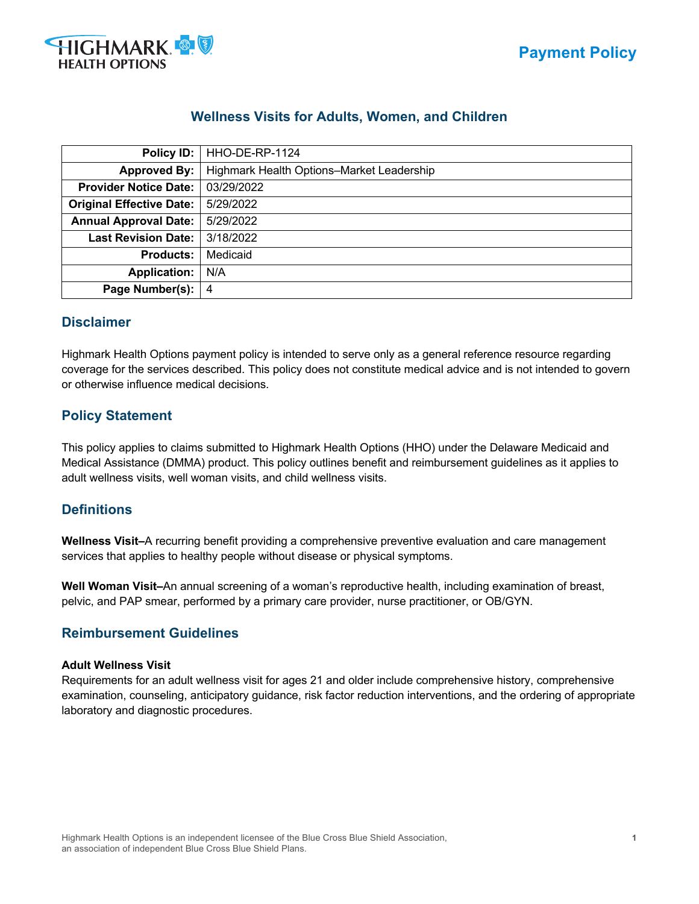Payment Policy

# Wellness Visits for Adults, Women, and Children

| | |
|---|---|
| **Policy ID:** | HHO-DE-RP-1124 |
| **Approved By:** | Highmark Health Options–Market Leadership |
| **Provider Notice Date:** | 03/29/2022 |
| **Original Effective Date:** | 5/29/2022 |
| **Annual Approval Date:** | 5/29/2022 |
| **Last Revision Date:** | 3/18/2022 |
| **Products:** | Medicaid |
| **Application:** | N/A |
| **Page Number(s):** | 4 |

## Disclaimer

Highmark Health Options payment policy is intended to serve only as a general reference resource regarding coverage for the services described. This policy does not constitute medical advice and is not intended to govern or otherwise influence medical decisions.

## Policy Statement

This policy applies to claims submitted to Highmark Health Options (HHO) under the Delaware Medicaid and Medical Assistance (DMMA) product. This policy outlines benefit and reimbursement guidelines as it applies to adult wellness visits, well woman visits, and child wellness visits.

## Definitions

**Wellness Visit–**A recurring benefit providing a comprehensive preventive evaluation and care management services that applies to healthy people without disease or physical symptoms.

**Well Woman Visit–**An annual screening of a woman's reproductive health, including examination of breast, pelvic, and PAP smear, performed by a primary care provider, nurse practitioner, or OB/GYN.

## Reimbursement Guidelines

**Adult Wellness Visit**

Requirements for an adult wellness visit for ages 21 and older include comprehensive history, comprehensive examination, counseling, anticipatory guidance, risk factor reduction interventions, and the ordering of appropriate laboratory and diagnostic procedures.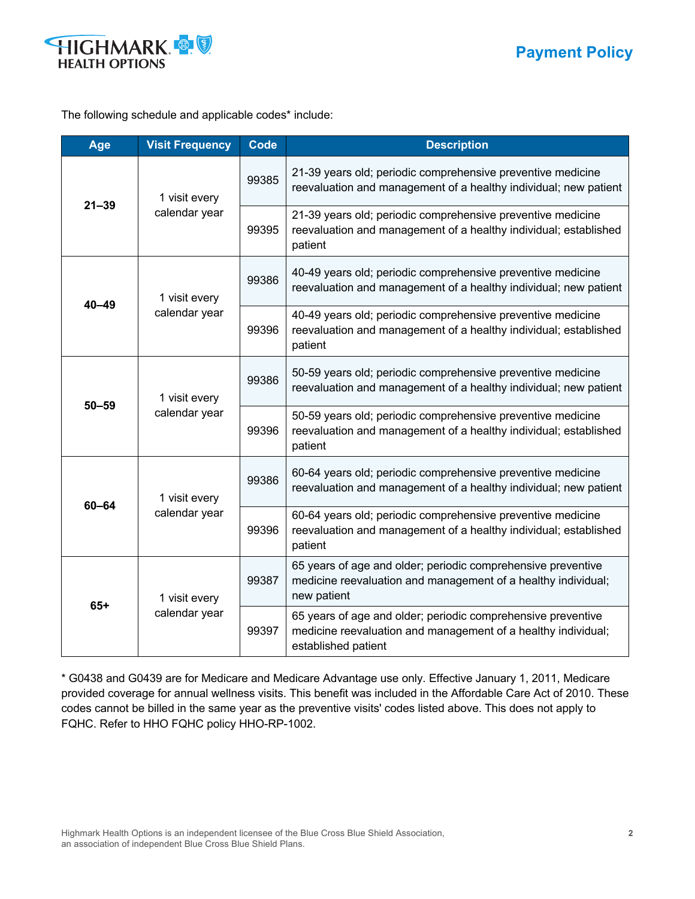The following schedule and applicable codes* include:

| Age | Visit Frequency | Code | Description |
|---|---|---|---|
| 21–39 | 1 visit every calendar year | 99385 | 21-39 years old; periodic comprehensive preventive medicine reevaluation and management of a healthy individual; new patient |
| | | 99395 | 21-39 years old; periodic comprehensive preventive medicine reevaluation and management of a healthy individual; established patient |
| 40–49 | 1 visit every calendar year | 99386 | 40-49 years old; periodic comprehensive preventive medicine reevaluation and management of a healthy individual; new patient |
| | | 99396 | 40-49 years old; periodic comprehensive preventive medicine reevaluation and management of a healthy individual; established patient |
| 50–59 | 1 visit every calendar year | 99386 | 50-59 years old; periodic comprehensive preventive medicine reevaluation and management of a healthy individual; new patient |
| | | 99396 | 50-59 years old; periodic comprehensive preventive medicine reevaluation and management of a healthy individual; established patient |
| 60–64 | 1 visit every calendar year | 99386 | 60-64 years old; periodic comprehensive preventive medicine reevaluation and management of a healthy individual; new patient |
| | | 99396 | 60-64 years old; periodic comprehensive preventive medicine reevaluation and management of a healthy individual; established patient |
| 65+ | 1 visit every calendar year | 99387 | 65 years of age and older; periodic comprehensive preventive medicine reevaluation and management of a healthy individual; new patient |
| | | 99397 | 65 years of age and older; periodic comprehensive preventive medicine reevaluation and management of a healthy individual; established patient |

* G0438 and G0439 are for Medicare and Medicare Advantage use only. Effective January 1, 2011, Medicare provided coverage for annual wellness visits. This benefit was included in the Affordable Care Act of 2010. These codes cannot be billed in the same year as the preventive visits' codes listed above. This does not apply to FQHC. Refer to HHO FQHC policy HHO-RP-1002.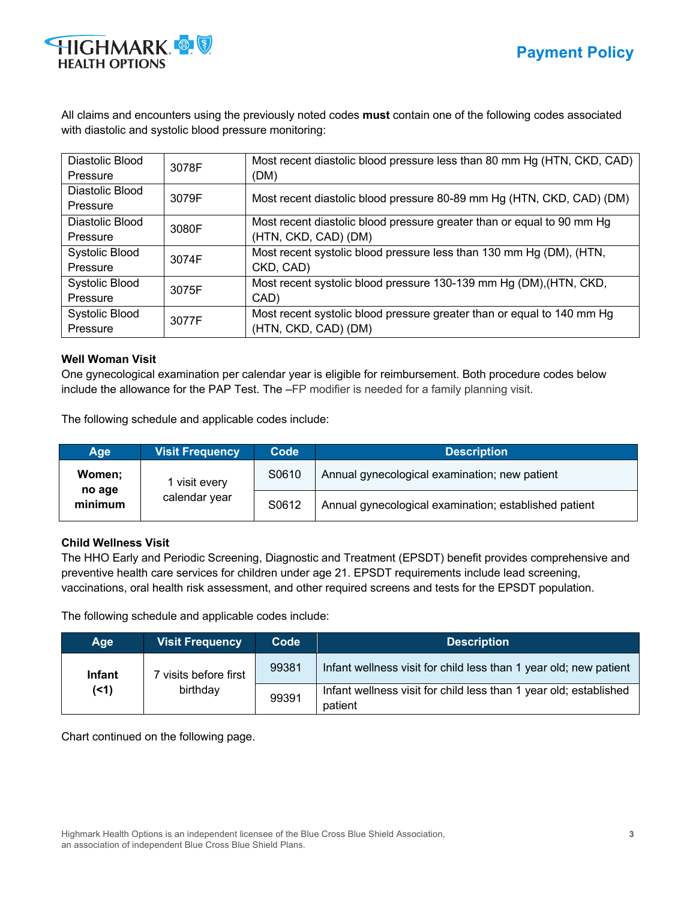All claims and encounters using the previously noted codes **must** contain one of the following codes associated with diastolic and systolic blood pressure monitoring:

| | | |
|---|---|---|
| Diastolic Blood Pressure | 3078F | Most recent diastolic blood pressure less than 80 mm Hg (HTN, CKD, CAD) (DM) |
| Diastolic Blood Pressure | 3079F | Most recent diastolic blood pressure 80-89 mm Hg (HTN, CKD, CAD) (DM) |
| Diastolic Blood Pressure | 3080F | Most recent diastolic blood pressure greater than or equal to 90 mm Hg (HTN, CKD, CAD) (DM) |
| Systolic Blood Pressure | 3074F | Most recent systolic blood pressure less than 130 mm Hg (DM), (HTN, CKD, CAD) |
| Systolic Blood Pressure | 3075F | Most recent systolic blood pressure 130-139 mm Hg (DM),(HTN, CKD, CAD) |
| Systolic Blood Pressure | 3077F | Most recent systolic blood pressure greater than or equal to 140 mm Hg (HTN, CKD, CAD) (DM) |

**Well Woman Visit**

One gynecological examination per calendar year is eligible for reimbursement. Both procedure codes below include the allowance for the PAP Test. The –FP modifier is needed for a family planning visit.

The following schedule and applicable codes include:

| Age | Visit Frequency | Code | Description |
|---|---|---|---|
| **Women; no age minimum** | 1 visit every calendar year | S0610 | Annual gynecological examination; new patient |
| | | S0612 | Annual gynecological examination; established patient |

**Child Wellness Visit**

The HHO Early and Periodic Screening, Diagnostic and Treatment (EPSDT) benefit provides comprehensive and preventive health care services for children under age 21. EPSDT requirements include lead screening, vaccinations, oral health risk assessment, and other required screens and tests for the EPSDT population.

The following schedule and applicable codes include:

| Age | Visit Frequency | Code | Description |
|---|---|---|---|
| **Infant (<1)** | 7 visits before first birthday | 99381 | Infant wellness visit for child less than 1 year old; new patient |
| | | 99391 | Infant wellness visit for child less than 1 year old; established patient |

Chart continued on the following page.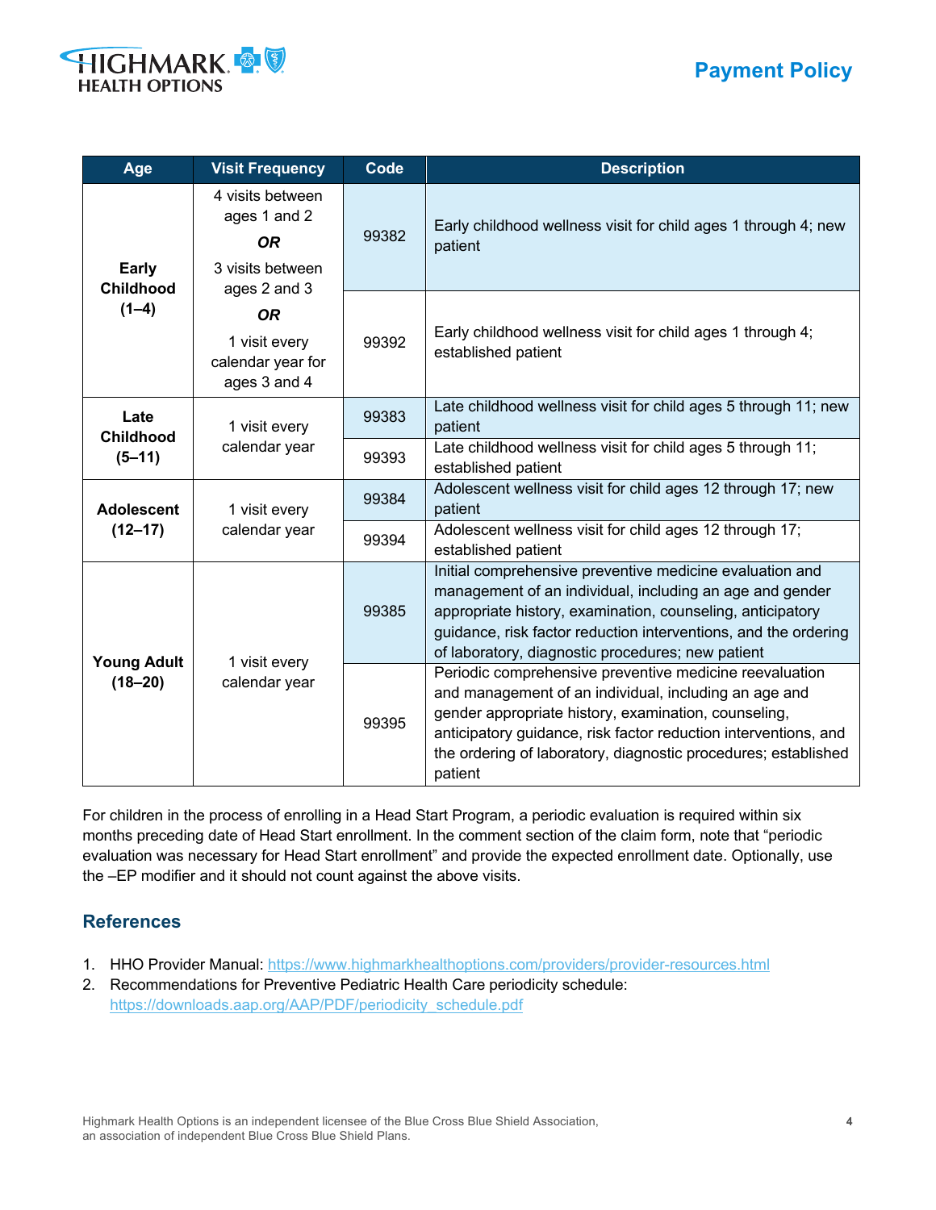| Age | Visit Frequency | Code | Description |
|---|---|---|---|
| **Early Childhood (1–4)** | 4 visits between ages 1 and 2 ***OR*** 3 visits between ages 2 and 3 ***OR*** 1 visit every calendar year for ages 3 and 4 | 99382 | Early childhood wellness visit for child ages 1 through 4; new patient |
| | | 99392 | Early childhood wellness visit for child ages 1 through 4; established patient |
| **Late Childhood (5–11)** | 1 visit every calendar year | 99383 | Late childhood wellness visit for child ages 5 through 11; new patient |
| | | 99393 | Late childhood wellness visit for child ages 5 through 11; established patient |
| **Adolescent (12–17)** | 1 visit every calendar year | 99384 | Adolescent wellness visit for child ages 12 through 17; new patient |
| | | 99394 | Adolescent wellness visit for child ages 12 through 17; established patient |
| **Young Adult (18–20)** | 1 visit every calendar year | 99385 | Initial comprehensive preventive medicine evaluation and management of an individual, including an age and gender appropriate history, examination, counseling, anticipatory guidance, risk factor reduction interventions, and the ordering of laboratory, diagnostic procedures; new patient |
| | | 99395 | Periodic comprehensive preventive medicine reevaluation and management of an individual, including an age and gender appropriate history, examination, counseling, anticipatory guidance, risk factor reduction interventions, and the ordering of laboratory, diagnostic procedures; established patient |

For children in the process of enrolling in a Head Start Program, a periodic evaluation is required within six months preceding date of Head Start enrollment. In the comment section of the claim form, note that "periodic evaluation was necessary for Head Start enrollment" and provide the expected enrollment date. Optionally, use the –EP modifier and it should not count against the above visits.

## References

1. HHO Provider Manual: https://www.highmarkhealthoptions.com/providers/provider-resources.html
2. Recommendations for Preventive Pediatric Health Care periodicity schedule: https://downloads.aap.org/AAP/PDF/periodicity_schedule.pdf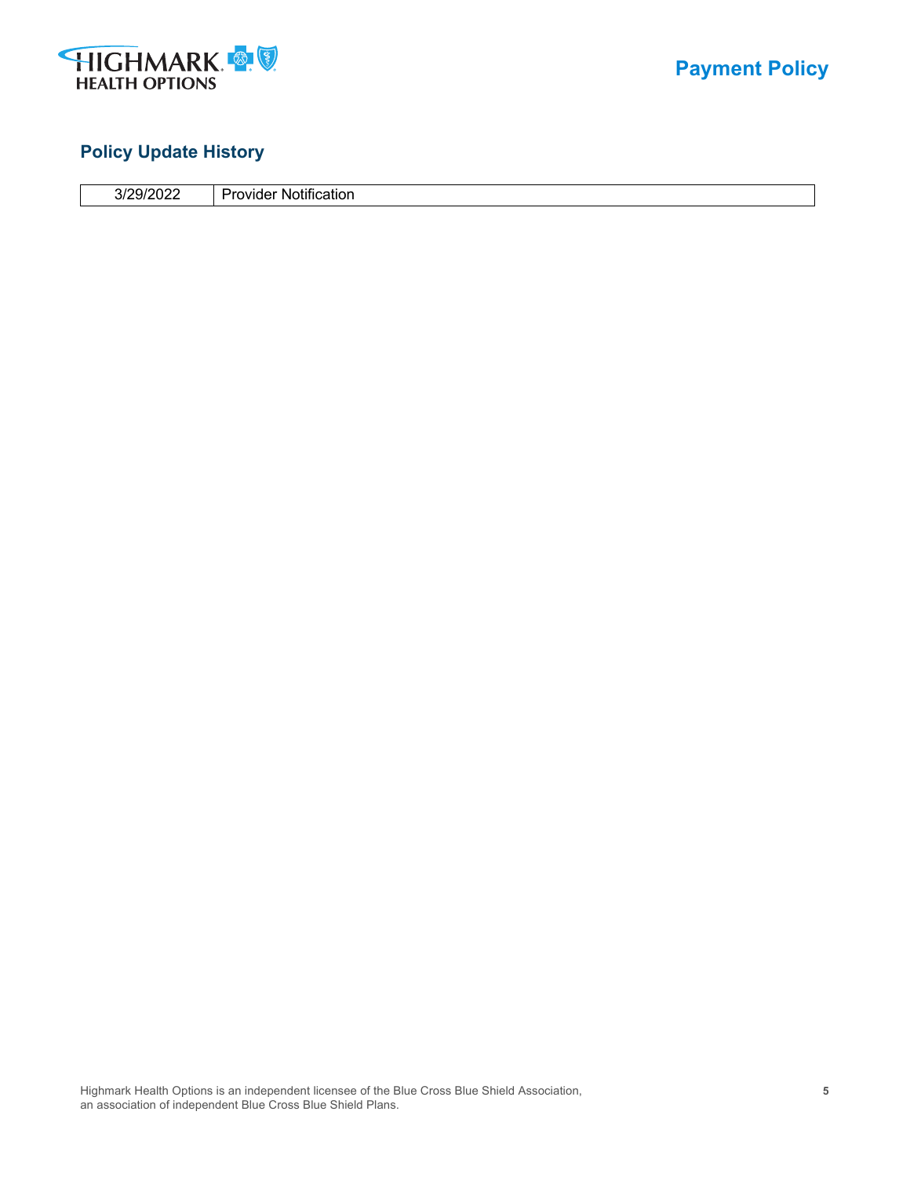## Policy Update History

| | |
|---|---|
| 3/29/2022 | Provider Notification |

Highmark Health Options is an independent licensee of the Blue Cross Blue Shield Association, an association of independent Blue Cross Blue Shield Plans.